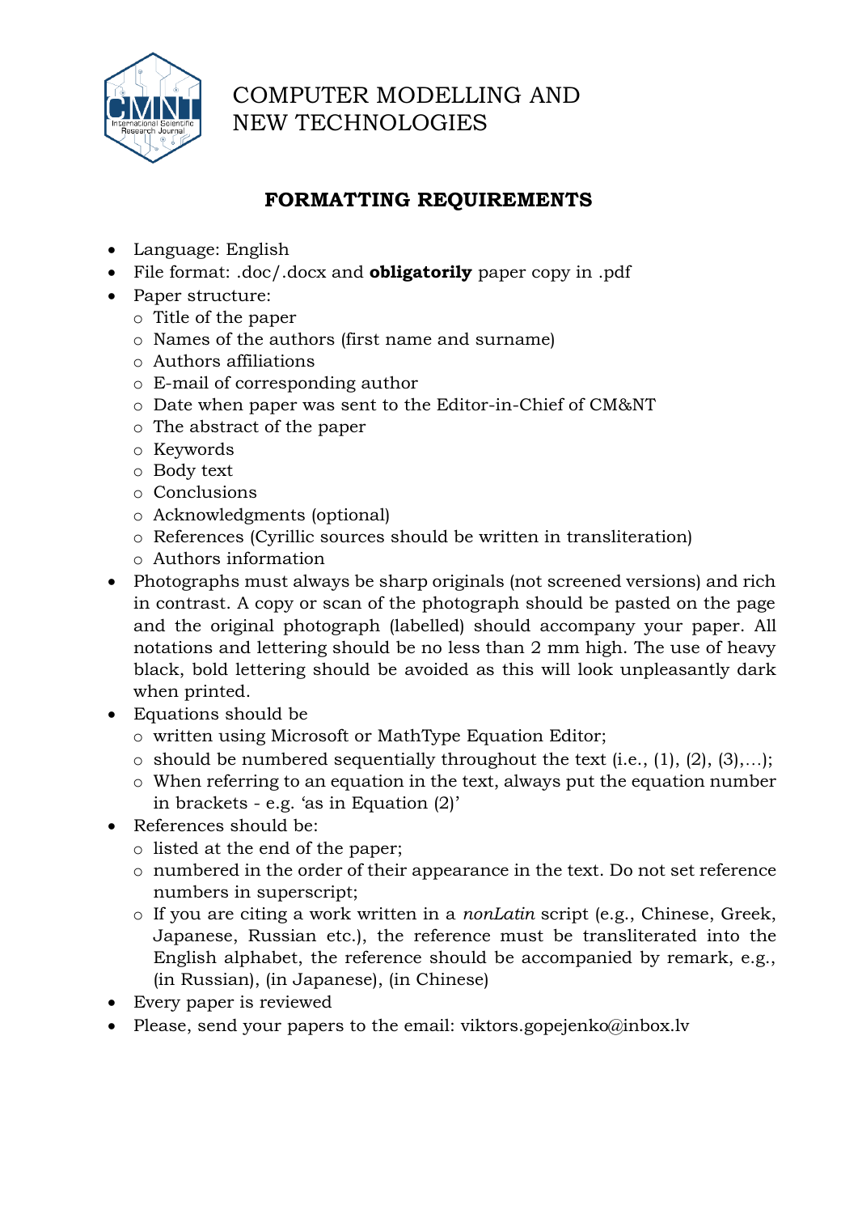# COMPUTER MODELLING AND NEW TECHNOLOGIES

## FORMATTING REQUIREMENTS

- Language: English
- File format: .doc/.docx and **obligatorily** paper copy in .pdf
- Paper structure:
  - Title of the paper
  - Names of the authors (first name and surname)
  - Authors affiliations
  - E-mail of corresponding author
  - Date when paper was sent to the Editor-in-Chief of CM&NT
  - The abstract of the paper
  - Keywords
  - Body text
  - Conclusions
  - Acknowledgments (optional)
  - References (Cyrillic sources should be written in transliteration)
  - Authors information
- Photographs must always be sharp originals (not screened versions) and rich in contrast. A copy or scan of the photograph should be pasted on the page and the original photograph (labelled) should accompany your paper. All notations and lettering should be no less than 2 mm high. The use of heavy black, bold lettering should be avoided as this will look unpleasantly dark when printed.
- Equations should be
  - written using Microsoft or MathType Equation Editor;
  - should be numbered sequentially throughout the text (i.e., (1), (2), (3),…);
  - When referring to an equation in the text, always put the equation number in brackets - e.g. 'as in Equation (2)'
- References should be:
  - listed at the end of the paper;
  - numbered in the order of their appearance in the text. Do not set reference numbers in superscript;
  - If you are citing a work written in a *nonLatin* script (e.g., Chinese, Greek, Japanese, Russian etc.), the reference must be transliterated into the English alphabet, the reference should be accompanied by remark, e.g., (in Russian), (in Japanese), (in Chinese)
- Every paper is reviewed
- Please, send your papers to the email: viktors.gopejenko@inbox.lv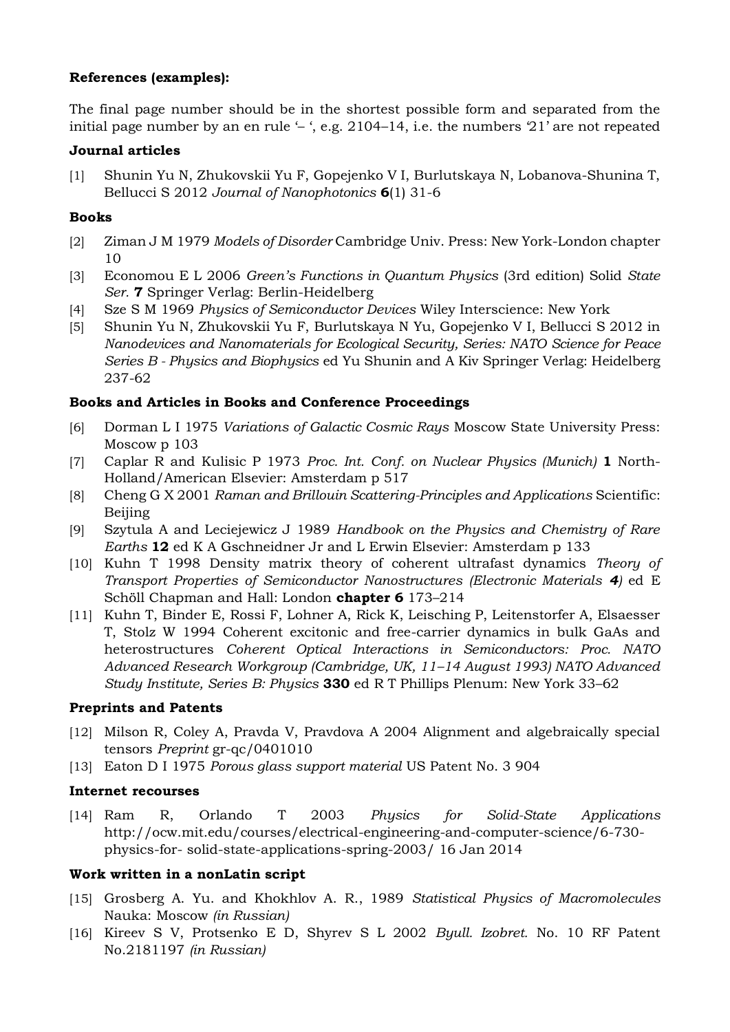**References (examples):**

The final page number should be in the shortest possible form and separated from the initial page number by an en rule '– ', e.g. 2104–14, i.e. the numbers '21' are not repeated

**Journal articles**

[1] Shunin Yu N, Zhukovskii Yu F, Gopejenko V I, Burlutskaya N, Lobanova-Shunina T, Bellucci S 2012 *Journal of Nanophotonics* **6**(1) 31-6

**Books**

[2] Ziman J M 1979 *Models of Disorder* Cambridge Univ. Press: New York-London chapter 10

[3] Economou E L 2006 *Green's Functions in Quantum Physics* (3rd edition) Solid *State Ser.* **7** Springer Verlag: Berlin-Heidelberg

[4] Sze S M 1969 *Physics of Semiconductor Devices* Wiley Interscience: New York

[5] Shunin Yu N, Zhukovskii Yu F, Burlutskaya N Yu, Gopejenko V I, Bellucci S 2012 in *Nanodevices and Nanomaterials for Ecological Security, Series: NATO Science for Peace Series B - Physics and Biophysics* ed Yu Shunin and A Kiv Springer Verlag: Heidelberg 237-62

**Books and Articles in Books and Conference Proceedings**

[6] Dorman L I 1975 *Variations of Galactic Cosmic Rays* Moscow State University Press: Moscow p 103

[7] Caplar R and Kulisic P 1973 *Proc. Int. Conf. on Nuclear Physics (Munich)* **1** North-Holland/American Elsevier: Amsterdam p 517

[8] Cheng G X 2001 *Raman and Brillouin Scattering-Principles and Applications* Scientific: Beijing

[9] Szytula A and Leciejewicz J 1989 *Handbook on the Physics and Chemistry of Rare Earths* **12** ed K A Gschneidner Jr and L Erwin Elsevier: Amsterdam p 133

[10] Kuhn T 1998 Density matrix theory of coherent ultrafast dynamics *Theory of Transport Properties of Semiconductor Nanostructures (Electronic Materials **4**)* ed E Schöll Chapman and Hall: London **chapter 6** 173–214

[11] Kuhn T, Binder E, Rossi F, Lohner A, Rick K, Leisching P, Leitenstorfer A, Elsaesser T, Stolz W 1994 Coherent excitonic and free-carrier dynamics in bulk GaAs and heterostructures *Coherent Optical Interactions in Semiconductors: Proc. NATO Advanced Research Workgroup (Cambridge, UK, 11–14 August 1993) NATO Advanced Study Institute, Series B: Physics* **330** ed R T Phillips Plenum: New York 33–62

**Preprints and Patents**

[12] Milson R, Coley A, Pravda V, Pravdova A 2004 Alignment and algebraically special tensors *Preprint* gr-qc/0401010

[13] Eaton D I 1975 *Porous glass support material* US Patent No. 3 904

**Internet recourses**

[14] Ram R, Orlando T 2003 *Physics for Solid-State Applications* http://ocw.mit.edu/courses/electrical-engineering-and-computer-science/6-730-physics-for- solid-state-applications-spring-2003/ 16 Jan 2014

**Work written in a nonLatin script**

[15] Grosberg A. Yu. and Khokhlov A. R., 1989 *Statistical Physics of Macromolecules* Nauka: Moscow *(in Russian)*

[16] Kireev S V, Protsenko E D, Shyrev S L 2002 *Byull. Izobret.* No. 10 RF Patent No.2181197 *(in Russian)*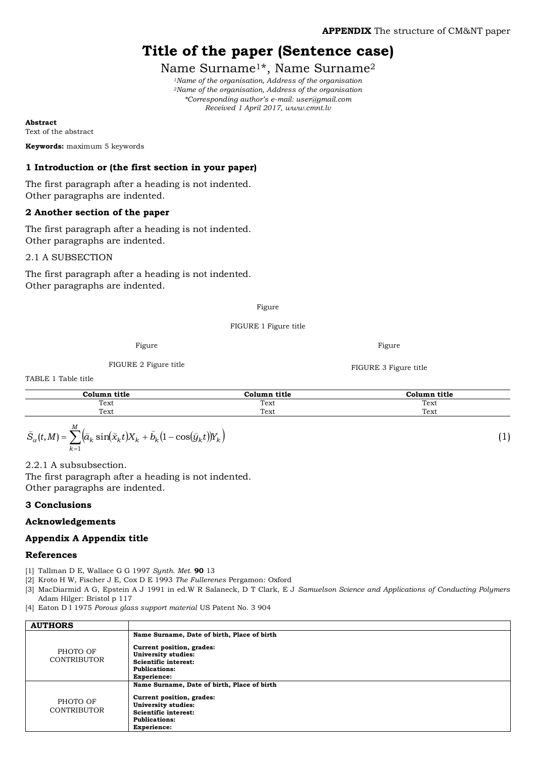# Title of the paper (Sentence case)

Name Surname[1]*, Name Surname[2]

*[1]Name of the organisation, Address of the organisation*
*[2]Name of the organisation, Address of the organisation*
**Corresponding author's e-mail: user@gmail.com*
*Received 1 April 2017, www.cmnt.lv*

**Abstract**
Text of the abstract

**Keywords:** maximum 5 keywords

## 1 Introduction or (the first section in your paper)

The first paragraph after a heading is not indented.
Other paragraphs are indented.

## 2 Another section of the paper

The first paragraph after a heading is not indented.
Other paragraphs are indented.

### 2.1 A SUBSECTION

The first paragraph after a heading is not indented.
Other paragraphs are indented.

Figure

FIGURE 1 Figure title

Figure

FIGURE 2 Figure title

Figure

FIGURE 3 Figure title

TABLE 1 Table title

| Column title | Column title | Column title |
|---|---|---|
| Text | Text | Text |
| Text | Text | Text |

$$\breve{S}_{\alpha}(t,M)=\sum_{k=1}^{M}\left(\breve{a}_k \sin(\breve{x}_k t)X_k+\breve{b}_k\left(1-\cos(\breve{y}_k t)\right)Y_k\right) \tag{1}$$

2.2.1 A subsubsection.
The first paragraph after a heading is not indented.
Other paragraphs are indented.

## 3 Conclusions

## Acknowledgements

## Appendix A Appendix title

## References

[1] Tallman D E, Wallace G G 1997 *Synth. Met.* **90** 13
[2] Kroto H W, Fischer J E, Cox D E 1993 *The Fullerenes* Pergamon: Oxford
[3] MacDiarmid A G, Epstein A J 1991 in ed.W R Salaneck, D T Clark, E J *Samuelson Science and Applications of Conducting Polymers* Adam Hilger: Bristol p 117
[4] Eaton D I 1975 *Porous glass support material* US Patent No. 3 904

| AUTHORS | |
|---|---|
| PHOTO OF CONTRIBUTOR | **Name Surname, Date of birth, Place of birth**<br><br>**Current position, grades:**<br>**University studies:**<br>**Scientific interest:**<br>**Publications:**<br>**Experience:** |
| PHOTO OF CONTRIBUTOR | **Name Surname, Date of birth, Place of birth**<br><br>**Current position, grades:**<br>**University studies:**<br>**Scientific interest:**<br>**Publications:**<br>**Experience:** |